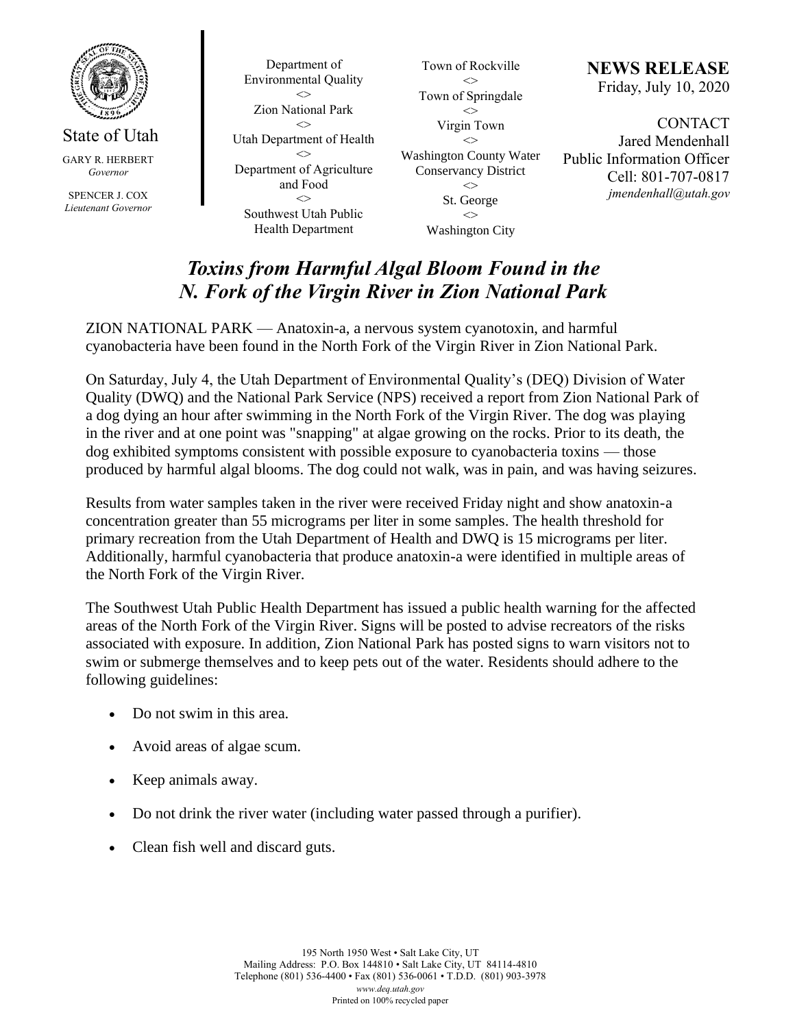State of Utah

GARY R. HERBERT
*Governor*

SPENCER J. COX
*Lieutenant Governor*

Department of Environmental Quality
<>
Zion National Park
<>
Utah Department of Health
<>
Department of Agriculture and Food
<>
Southwest Utah Public Health Department

Town of Rockville
<>
Town of Springdale
<>
Virgin Town
<>
Washington County Water Conservancy District
<>
St. George
<>
Washington City

**NEWS RELEASE**
Friday, July 10, 2020

CONTACT
Jared Mendenhall
Public Information Officer
Cell: 801-707-0817
*jmendenhall@utah.gov*

# *Toxins from Harmful Algal Bloom Found in the N. Fork of the Virgin River in Zion National Park*

ZION NATIONAL PARK — Anatoxin-a, a nervous system cyanotoxin, and harmful cyanobacteria have been found in the North Fork of the Virgin River in Zion National Park.

On Saturday, July 4, the Utah Department of Environmental Quality's (DEQ) Division of Water Quality (DWQ) and the National Park Service (NPS) received a report from Zion National Park of a dog dying an hour after swimming in the North Fork of the Virgin River. The dog was playing in the river and at one point was "snapping" at algae growing on the rocks. Prior to its death, the dog exhibited symptoms consistent with possible exposure to cyanobacteria toxins — those produced by harmful algal blooms. The dog could not walk, was in pain, and was having seizures.

Results from water samples taken in the river were received Friday night and show anatoxin-a concentration greater than 55 micrograms per liter in some samples. The health threshold for primary recreation from the Utah Department of Health and DWQ is 15 micrograms per liter. Additionally, harmful cyanobacteria that produce anatoxin-a were identified in multiple areas of the North Fork of the Virgin River.

The Southwest Utah Public Health Department has issued a public health warning for the affected areas of the North Fork of the Virgin River. Signs will be posted to advise recreators of the risks associated with exposure. In addition, Zion National Park has posted signs to warn visitors not to swim or submerge themselves and to keep pets out of the water. Residents should adhere to the following guidelines:

- Do not swim in this area.
- Avoid areas of algae scum.
- Keep animals away.
- Do not drink the river water (including water passed through a purifier).
- Clean fish well and discard guts.

195 North 1950 West • Salt Lake City, UT
Mailing Address: P.O. Box 144810 • Salt Lake City, UT 84114-4810
Telephone (801) 536-4400 • Fax (801) 536-0061 • T.D.D. (801) 903-3978
*www.deq.utah.gov*
Printed on 100% recycled paper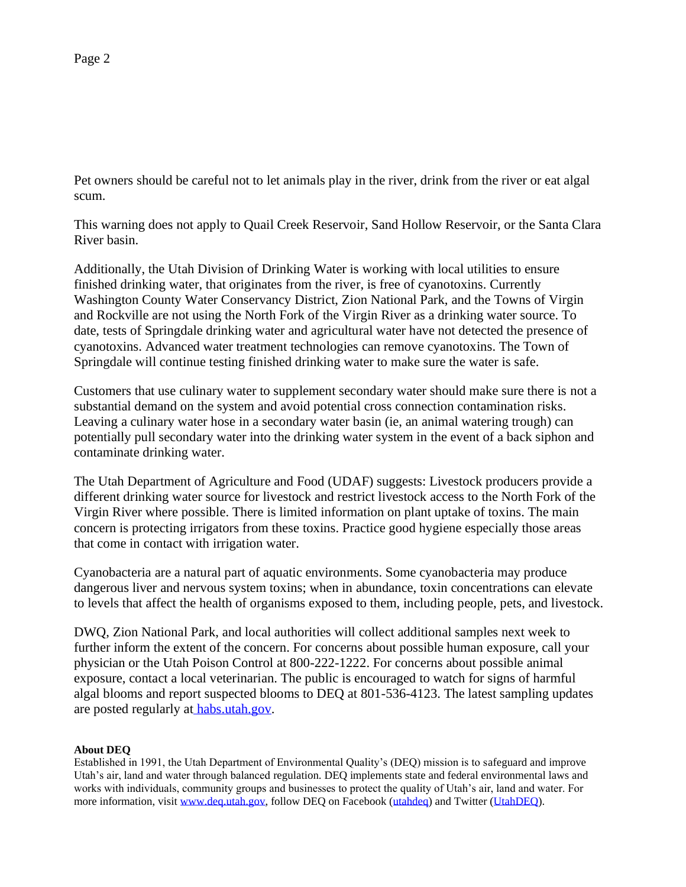Pet owners should be careful not to let animals play in the river, drink from the river or eat algal scum.

This warning does not apply to Quail Creek Reservoir, Sand Hollow Reservoir, or the Santa Clara River basin.

Additionally, the Utah Division of Drinking Water is working with local utilities to ensure finished drinking water, that originates from the river, is free of cyanotoxins. Currently Washington County Water Conservancy District, Zion National Park, and the Towns of Virgin and Rockville are not using the North Fork of the Virgin River as a drinking water source. To date, tests of Springdale drinking water and agricultural water have not detected the presence of cyanotoxins. Advanced water treatment technologies can remove cyanotoxins. The Town of Springdale will continue testing finished drinking water to make sure the water is safe.

Customers that use culinary water to supplement secondary water should make sure there is not a substantial demand on the system and avoid potential cross connection contamination risks. Leaving a culinary water hose in a secondary water basin (ie, an animal watering trough) can potentially pull secondary water into the drinking water system in the event of a back siphon and contaminate drinking water.

The Utah Department of Agriculture and Food (UDAF) suggests: Livestock producers provide a different drinking water source for livestock and restrict livestock access to the North Fork of the Virgin River where possible. There is limited information on plant uptake of toxins. The main concern is protecting irrigators from these toxins. Practice good hygiene especially those areas that come in contact with irrigation water.

Cyanobacteria are a natural part of aquatic environments. Some cyanobacteria may produce dangerous liver and nervous system toxins; when in abundance, toxin concentrations can elevate to levels that affect the health of organisms exposed to them, including people, pets, and livestock.

DWQ, Zion National Park, and local authorities will collect additional samples next week to further inform the extent of the concern. For concerns about possible human exposure, call your physician or the Utah Poison Control at 800-222-1222. For concerns about possible animal exposure, contact a local veterinarian. The public is encouraged to watch for signs of harmful algal blooms and report suspected blooms to DEQ at 801-536-4123. The latest sampling updates are posted regularly at [habs.utah.gov](habs.utah.gov).

**About DEQ**
Established in 1991, the Utah Department of Environmental Quality's (DEQ) mission is to safeguard and improve Utah's air, land and water through balanced regulation. DEQ implements state and federal environmental laws and works with individuals, community groups and businesses to protect the quality of Utah's air, land and water. For more information, visit [www.deq.utah.gov](www.deq.utah.gov), follow DEQ on Facebook (utahdeq) and Twitter (UtahDEQ).